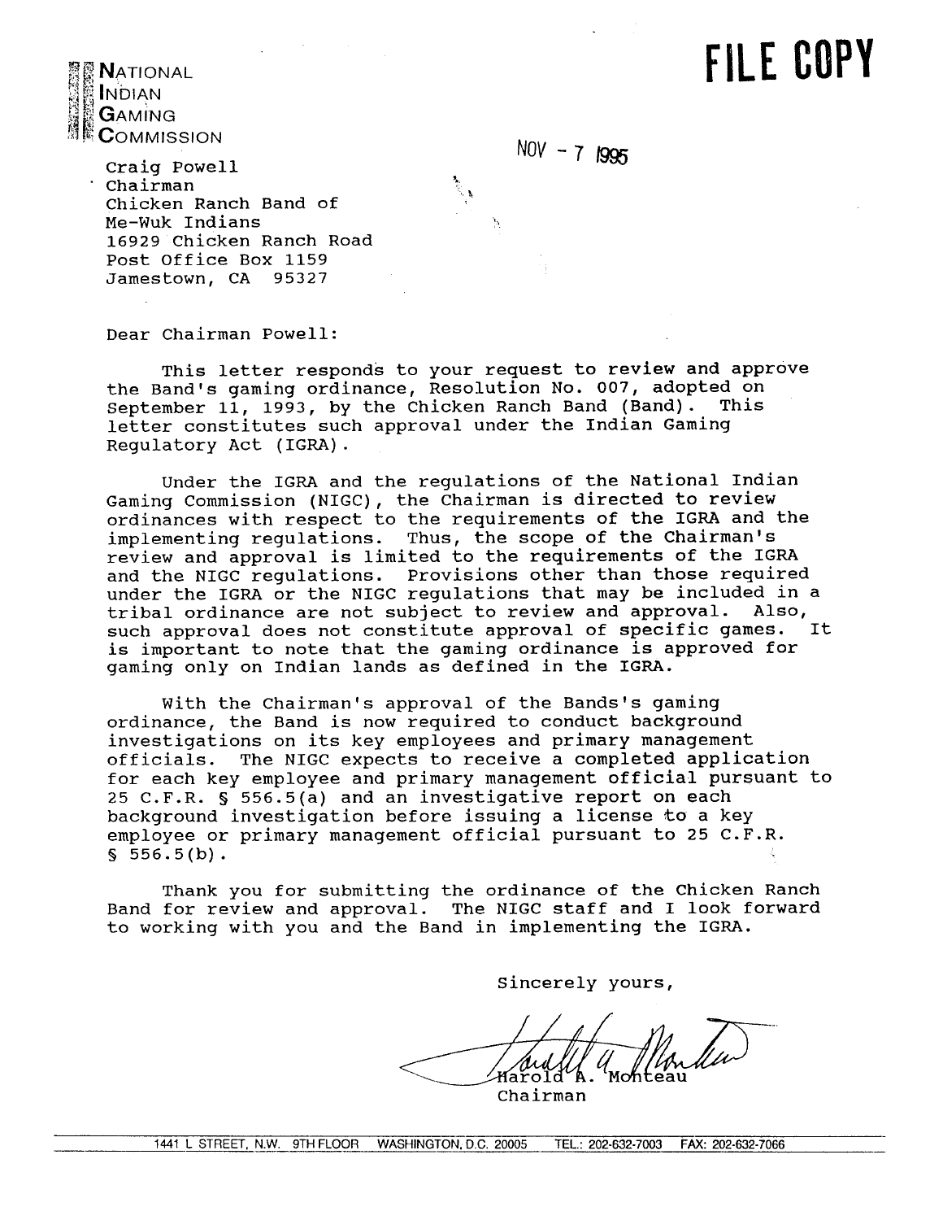**NATIONAL INDIAN GAMING COMMISSION**

**FILE COPY**

NOV - 7 1995

Craig Powell
Chairman
Chicken Ranch Band of
Me-Wuk Indians
16929 Chicken Ranch Road
Post Office Box 1159
Jamestown, CA 95327

Dear Chairman Powell:

This letter responds to your request to review and approve the Band's gaming ordinance, Resolution No. 007, adopted on September 11, 1993, by the Chicken Ranch Band (Band). This letter constitutes such approval under the Indian Gaming Regulatory Act (IGRA).

Under the IGRA and the regulations of the National Indian Gaming Commission (NIGC), the Chairman is directed to review ordinances with respect to the requirements of the IGRA and the implementing regulations. Thus, the scope of the Chairman's review and approval is limited to the requirements of the IGRA and the NIGC regulations. Provisions other than those required under the IGRA or the NIGC regulations that may be included in a tribal ordinance are not subject to review and approval. Also, such approval does not constitute approval of specific games. It is important to note that the gaming ordinance is approved for gaming only on Indian lands as defined in the IGRA.

With the Chairman's approval of the Bands's gaming ordinance, the Band is now required to conduct background investigations on its key employees and primary management officials. The NIGC expects to receive a completed application for each key employee and primary management official pursuant to 25 C.F.R. § 556.5(a) and an investigative report on each background investigation before issuing a license to a key employee or primary management official pursuant to 25 C.F.R. § 556.5(b).

Thank you for submitting the ordinance of the Chicken Ranch Band for review and approval. The NIGC staff and I look forward to working with you and the Band in implementing the IGRA.

Sincerely yours,

Harold A. Monteau
Chairman

1441 L STREET, N.W. 9TH FLOOR WASHINGTON, D.C. 20005 TEL.: 202-632-7003 FAX: 202-632-7066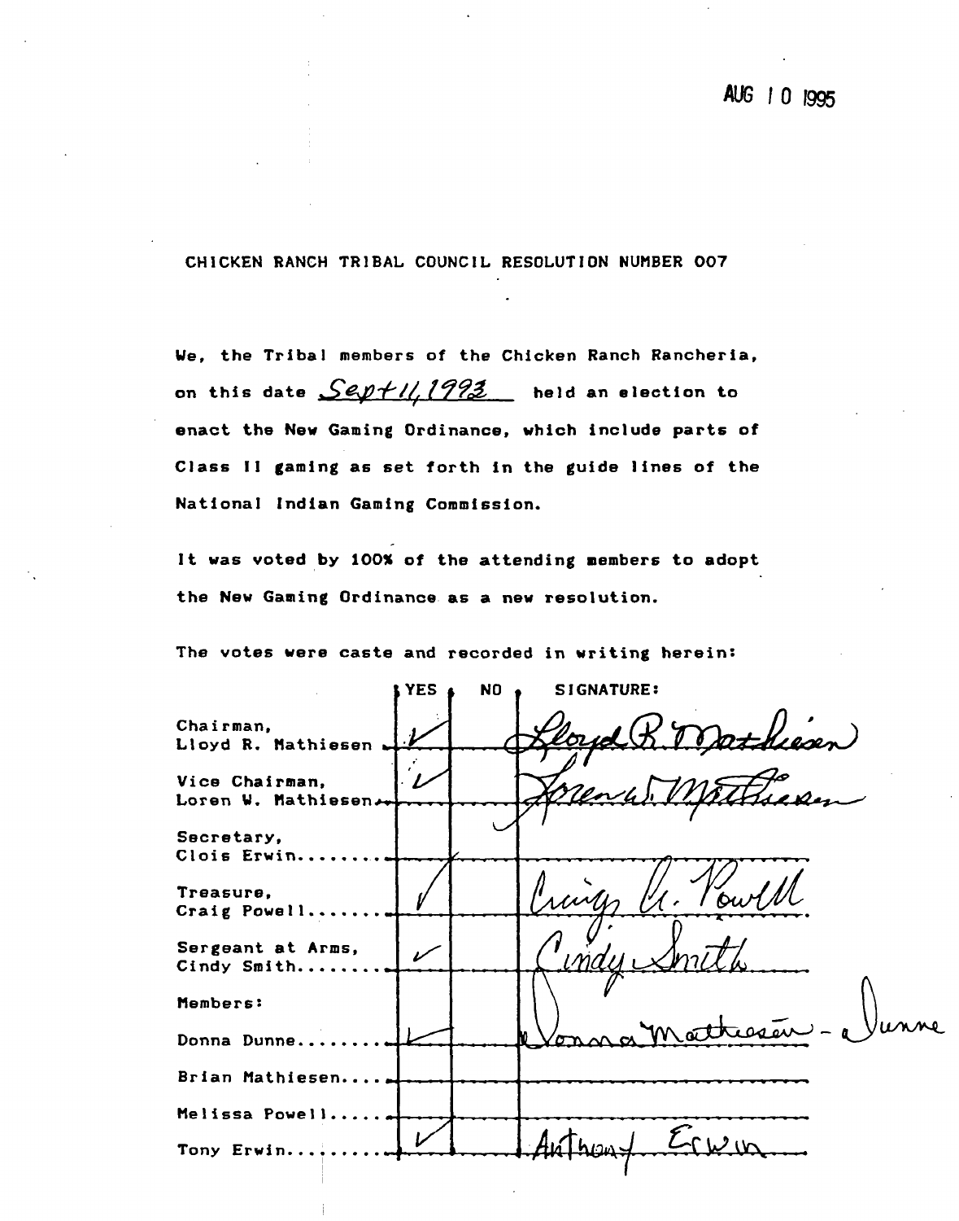AUG 10 1995

CHICKEN RANCH TRIBAL COUNCIL RESOLUTION NUMBER 007

We, the Tribal members of the Chicken Ranch Rancheria, on this date *Sept 11, 1993* held an election to enact the New Gaming Ordinance, which include parts of Class II gaming as set forth in the guide lines of the National Indian Gaming Commission.

It was voted by 100% of the attending members to adopt the New Gaming Ordinance as a new resolution.

The votes were caste and recorded in writing herein:

| | YES | NO | SIGNATURE: |
|---|---|---|---|
| Chairman, Lloyd R. Mathiesen | ✓ | | *Lloyd R. Mathiesen* |
| Vice Chairman, Loren W. Mathiesen | ✓ | | *Loren W. Mathiesen* |
| Secretary, Clois Erwin | | | |
| Treasure, Craig Powell | ✓ | | *Craig A. Powell* |
| Sergeant at Arms, Cindy Smith | ✓ | | *Cindy Smith* |
| Members: | | | |
| Donna Dunne | ✓ | | *Donna Mathiesen - Dunne* |
| Brian Mathiesen | | | |
| Melissa Powell | | | |
| Tony Erwin | ✓ | | *Anthony Erwin* |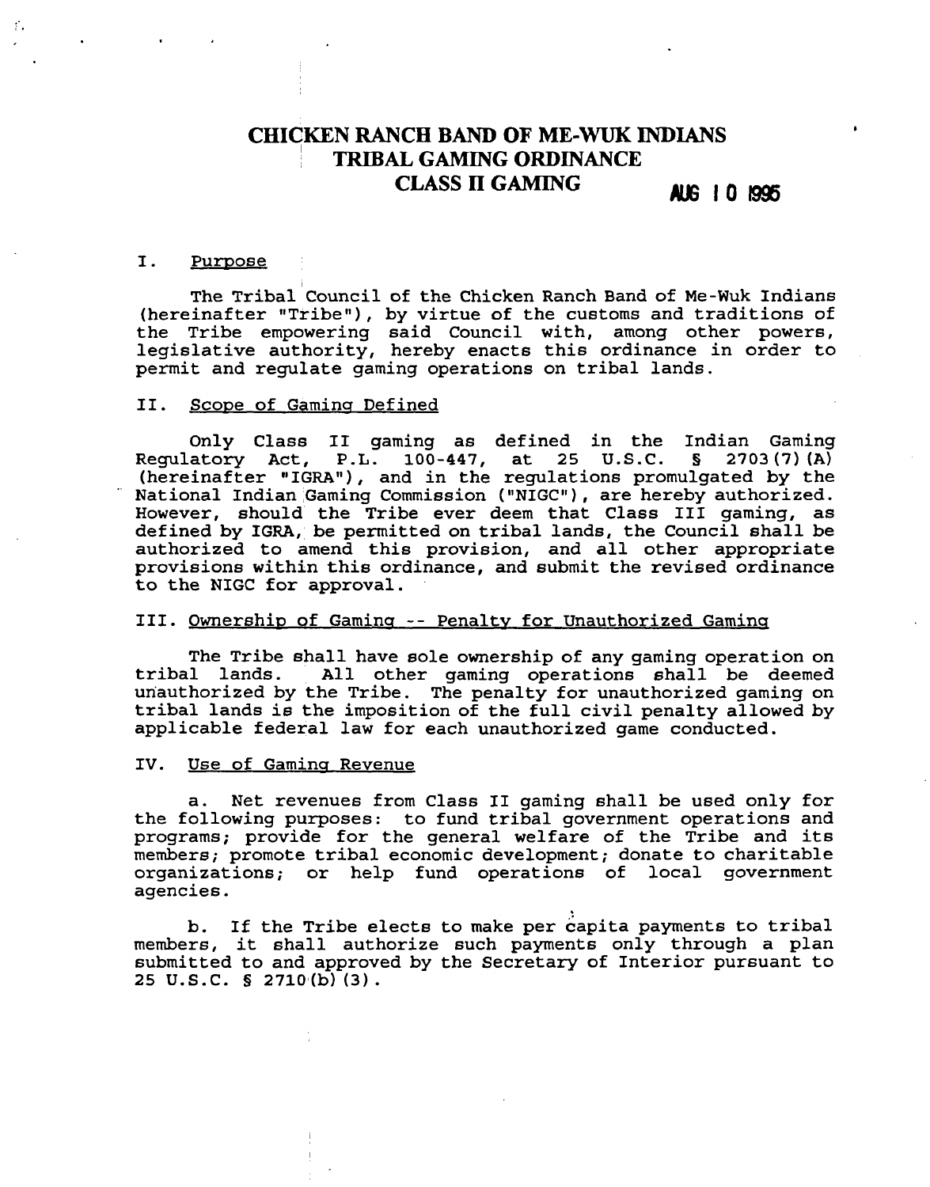# CHICKEN RANCH BAND OF ME-WUK INDIANS TRIBAL GAMING ORDINANCE CLASS II GAMING

AUG 10 1995

## I. Purpose

The Tribal Council of the Chicken Ranch Band of Me-Wuk Indians (hereinafter "Tribe"), by virtue of the customs and traditions of the Tribe empowering said Council with, among other powers, legislative authority, hereby enacts this ordinance in order to permit and regulate gaming operations on tribal lands.

## II. Scope of Gaming Defined

Only Class II gaming as defined in the Indian Gaming Regulatory Act, P.L. 100-447, at 25 U.S.C. § 2703(7)(A) (hereinafter "IGRA"), and in the regulations promulgated by the National Indian Gaming Commission ("NIGC"), are hereby authorized. However, should the Tribe ever deem that Class III gaming, as defined by IGRA, be permitted on tribal lands, the Council shall be authorized to amend this provision, and all other appropriate provisions within this ordinance, and submit the revised ordinance to the NIGC for approval.

## III. Ownership of Gaming -- Penalty for Unauthorized Gaming

The Tribe shall have sole ownership of any gaming operation on tribal lands. All other gaming operations shall be deemed unauthorized by the Tribe. The penalty for unauthorized gaming on tribal lands is the imposition of the full civil penalty allowed by applicable federal law for each unauthorized game conducted.

## IV. Use of Gaming Revenue

a. Net revenues from Class II gaming shall be used only for the following purposes: to fund tribal government operations and programs; provide for the general welfare of the Tribe and its members; promote tribal economic development; donate to charitable organizations; or help fund operations of local government agencies.

b. If the Tribe elects to make per capita payments to tribal members, it shall authorize such payments only through a plan submitted to and approved by the Secretary of Interior pursuant to 25 U.S.C. § 2710(b)(3).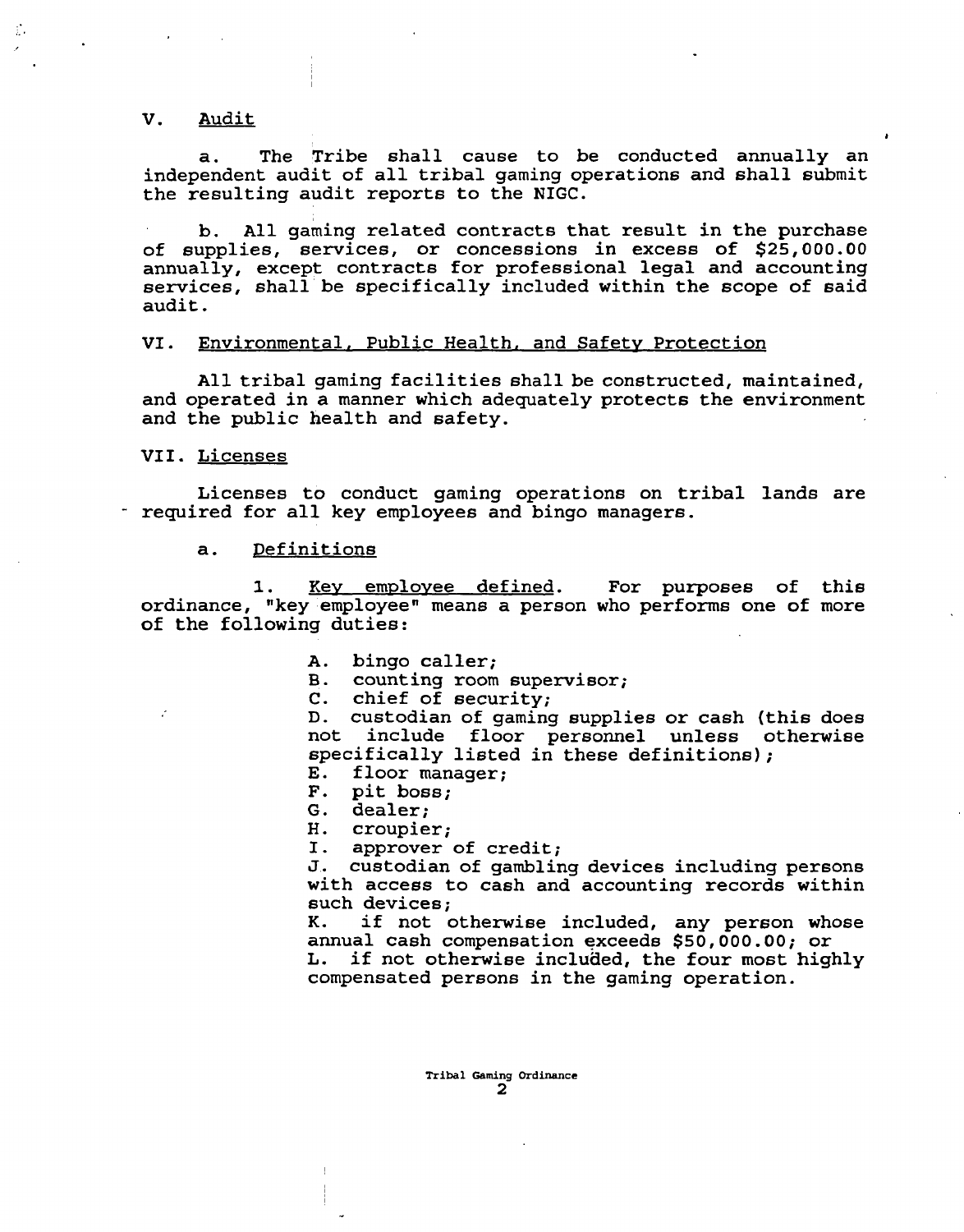## V. Audit

a. The Tribe shall cause to be conducted annually an independent audit of all tribal gaming operations and shall submit the resulting audit reports to the NIGC.

b. All gaming related contracts that result in the purchase of supplies, services, or concessions in excess of $25,000.00 annually, except contracts for professional legal and accounting services, shall be specifically included within the scope of said audit.

## VI. Environmental, Public Health, and Safety Protection

All tribal gaming facilities shall be constructed, maintained, and operated in a manner which adequately protects the environment and the public health and safety.

## VII. Licenses

Licenses to conduct gaming operations on tribal lands are required for all key employees and bingo managers.

### a. Definitions

1. Key employee defined. For purposes of this ordinance, "key employee" means a person who performs one of more of the following duties:

A. bingo caller;
B. counting room supervisor;
C. chief of security;
D. custodian of gaming supplies or cash (this does not include floor personnel unless otherwise specifically listed in these definitions);
E. floor manager;
F. pit boss;
G. dealer;
H. croupier;
I. approver of credit;
J. custodian of gambling devices including persons with access to cash and accounting records within such devices;
K. if not otherwise included, any person whose annual cash compensation exceeds $50,000.00; or
L. if not otherwise included, the four most highly compensated persons in the gaming operation.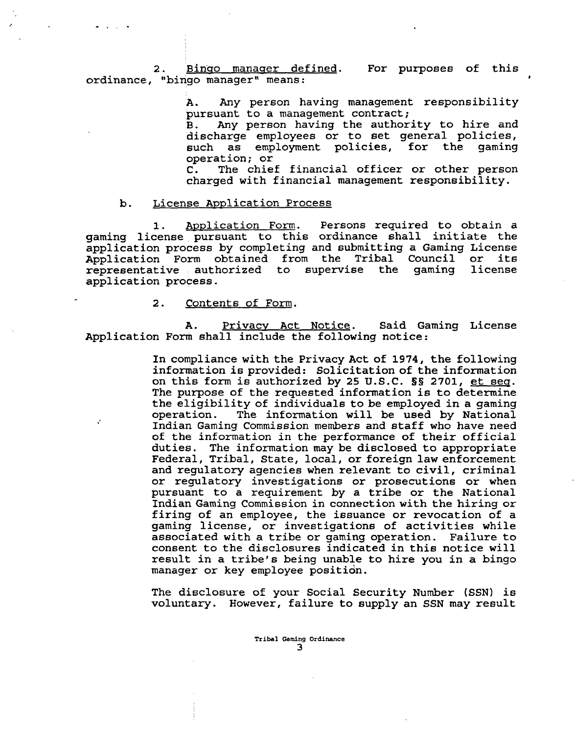2. Bingo manager defined. For purposes of this ordinance, "bingo manager" means:

> A. Any person having management responsibility pursuant to a management contract;
> B. Any person having the authority to hire and discharge employees or to set general policies, such as employment policies, for the gaming operation; or
> C. The chief financial officer or other person charged with financial management responsibility.

b. License Application Process

1. Application Form. Persons required to obtain a gaming license pursuant to this ordinance shall initiate the application process by completing and submitting a Gaming License Application Form obtained from the Tribal Council or its representative authorized to supervise the gaming license application process.

2. Contents of Form.

A. Privacy Act Notice. Said Gaming License Application Form shall include the following notice:

> In compliance with the Privacy Act of 1974, the following information is provided: Solicitation of the information on this form is authorized by 25 U.S.C. §§ 2701, et seq. The purpose of the requested information is to determine the eligibility of individuals to be employed in a gaming operation. The information will be used by National Indian Gaming Commission members and staff who have need of the information in the performance of their official duties. The information may be disclosed to appropriate Federal, Tribal, State, local, or foreign law enforcement and regulatory agencies when relevant to civil, criminal or regulatory investigations or prosecutions or when pursuant to a requirement by a tribe or the National Indian Gaming Commission in connection with the hiring or firing of an employee, the issuance or revocation of a gaming license, or investigations of activities while associated with a tribe or gaming operation. Failure to consent to the disclosures indicated in this notice will result in a tribe's being unable to hire you in a bingo manager or key employee position.
>
> The disclosure of your Social Security Number (SSN) is voluntary. However, failure to supply an SSN may result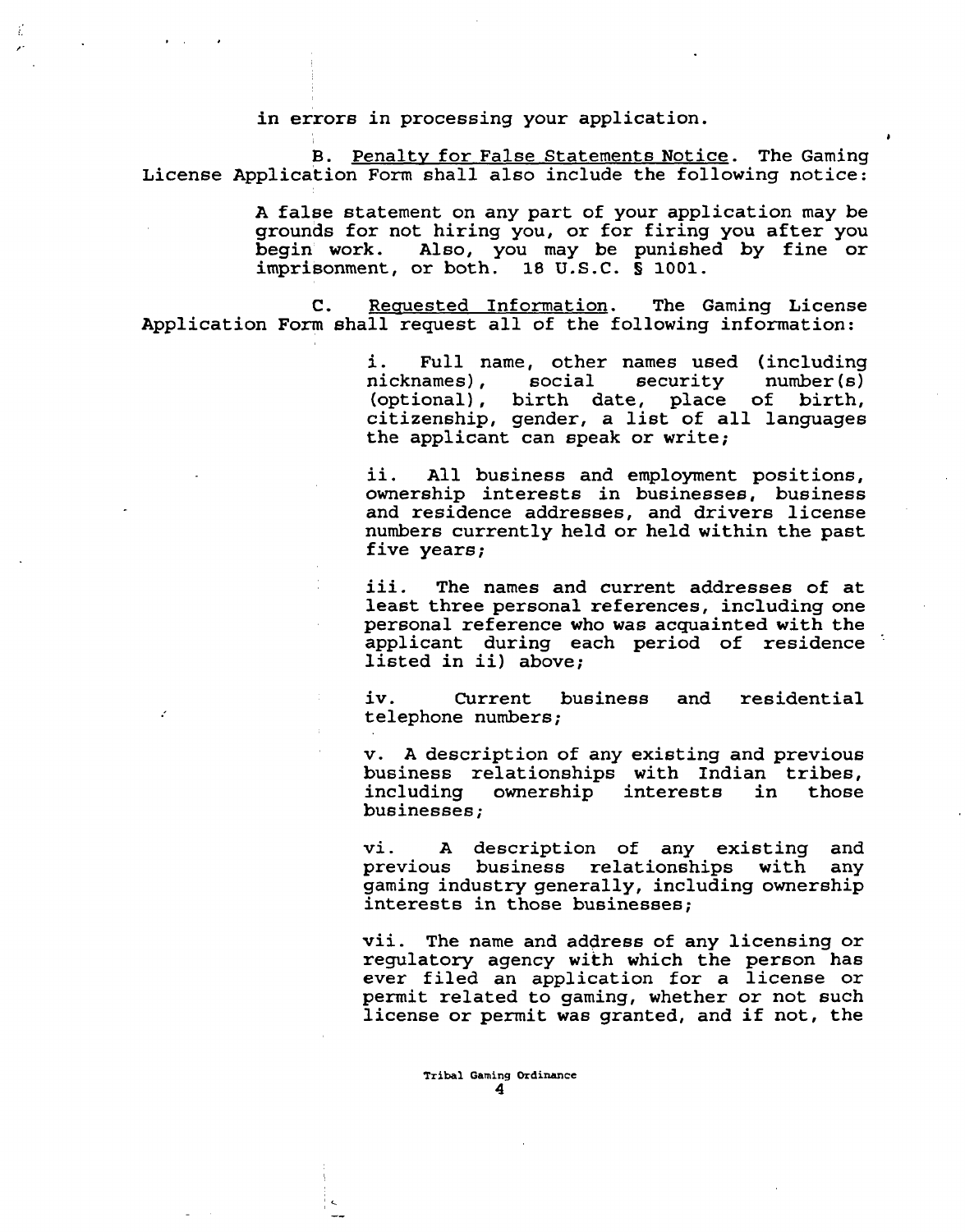in errors in processing your application.

B. <u>Penalty for False Statements Notice</u>. The Gaming License Application Form shall also include the following notice:

> A false statement on any part of your application may be grounds for not hiring you, or for firing you after you begin work. Also, you may be punished by fine or imprisonment, or both. 18 U.S.C. § 1001.

C. <u>Requested Information</u>. The Gaming License Application Form shall request all of the following information:

i. Full name, other names used (including nicknames), social security number(s) (optional), birth date, place of birth, citizenship, gender, a list of all languages the applicant can speak or write;

ii. All business and employment positions, ownership interests in businesses, business and residence addresses, and drivers license numbers currently held or held within the past five years;

iii. The names and current addresses of at least three personal references, including one personal reference who was acquainted with the applicant during each period of residence listed in ii) above;

iv. Current business and residential telephone numbers;

v. A description of any existing and previous business relationships with Indian tribes, including ownership interests in those businesses;

vi. A description of any existing and previous business relationships with any gaming industry generally, including ownership interests in those businesses;

vii. The name and address of any licensing or regulatory agency with which the person has ever filed an application for a license or permit related to gaming, whether or not such license or permit was granted, and if not, the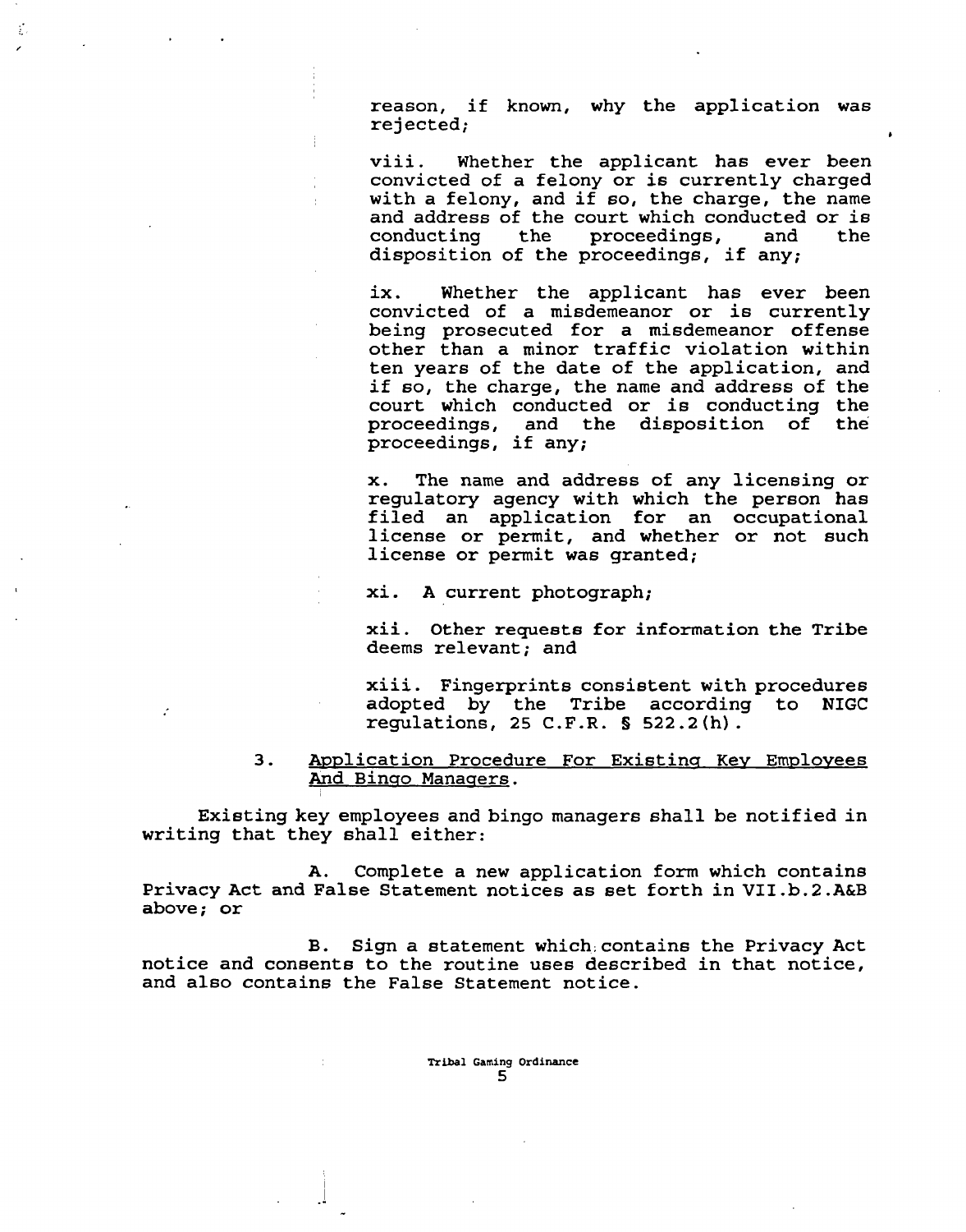reason, if known, why the application was rejected;

viii. Whether the applicant has ever been convicted of a felony or is currently charged with a felony, and if so, the charge, the name and address of the court which conducted or is conducting the proceedings, and the disposition of the proceedings, if any;

ix. Whether the applicant has ever been convicted of a misdemeanor or is currently being prosecuted for a misdemeanor offense other than a minor traffic violation within ten years of the date of the application, and if so, the charge, the name and address of the court which conducted or is conducting the proceedings, and the disposition of the proceedings, if any;

x. The name and address of any licensing or regulatory agency with which the person has filed an application for an occupational license or permit, and whether or not such license or permit was granted;

xi. A current photograph;

xii. Other requests for information the Tribe deems relevant; and

xiii. Fingerprints consistent with procedures adopted by the Tribe according to NIGC regulations, 25 C.F.R. § 522.2(h).

3. <u>Application Procedure For Existing Key Employees And Bingo Managers</u>.

Existing key employees and bingo managers shall be notified in writing that they shall either:

A. Complete a new application form which contains Privacy Act and False Statement notices as set forth in VII.b.2.A&B above; or

B. Sign a statement which contains the Privacy Act notice and consents to the routine uses described in that notice, and also contains the False Statement notice.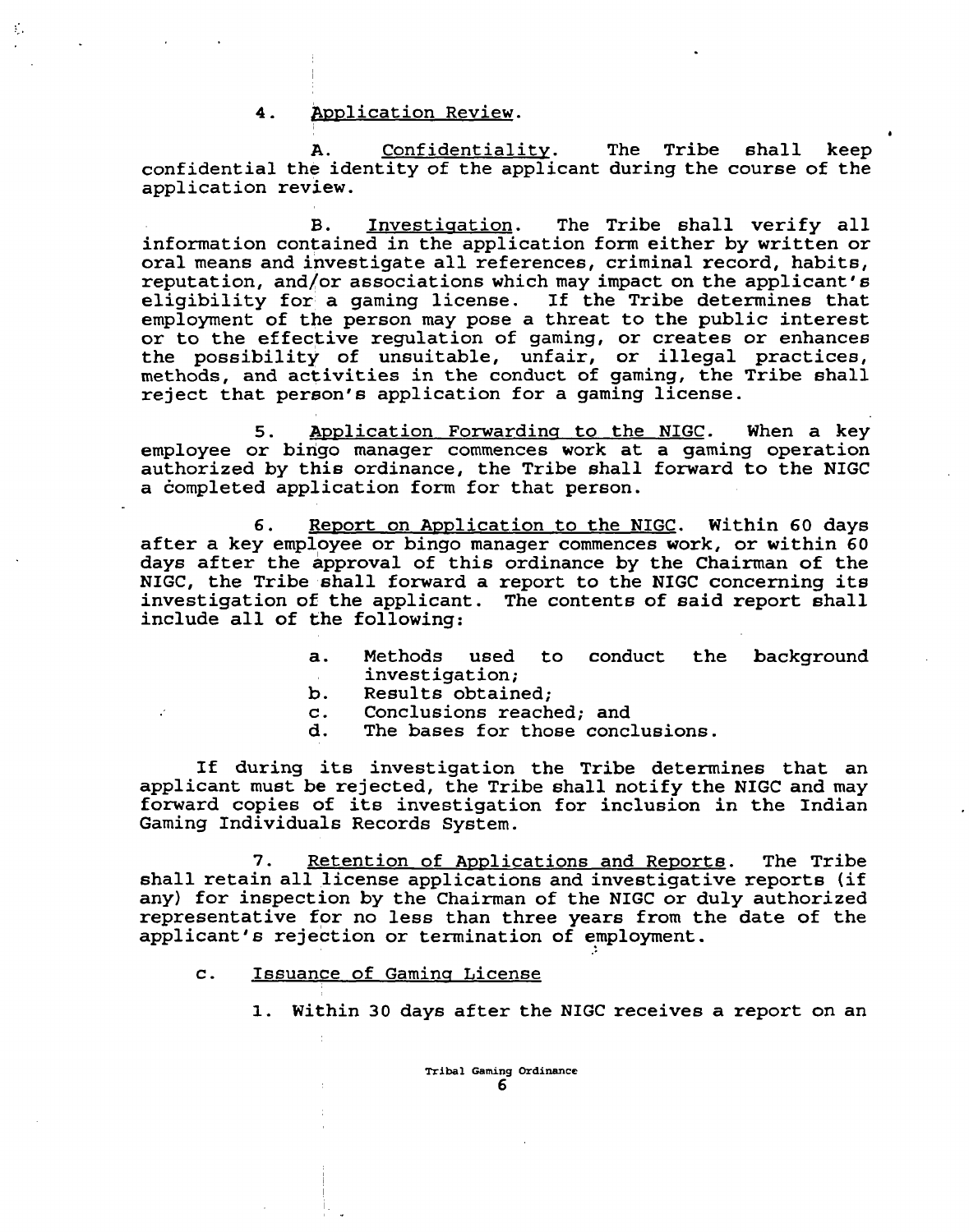4. <u>Application Review</u>.

A. <u>Confidentiality</u>. The Tribe shall keep confidential the identity of the applicant during the course of the application review.

B. <u>Investigation</u>. The Tribe shall verify all information contained in the application form either by written or oral means and investigate all references, criminal record, habits, reputation, and/or associations which may impact on the applicant's eligibility for a gaming license. If the Tribe determines that employment of the person may pose a threat to the public interest or to the effective regulation of gaming, or creates or enhances the possibility of unsuitable, unfair, or illegal practices, methods, and activities in the conduct of gaming, the Tribe shall reject that person's application for a gaming license.

5. <u>Application Forwarding to the NIGC</u>. When a key employee or bingo manager commences work at a gaming operation authorized by this ordinance, the Tribe shall forward to the NIGC a completed application form for that person.

6. <u>Report on Application to the NIGC</u>. Within 60 days after a key employee or bingo manager commences work, or within 60 days after the approval of this ordinance by the Chairman of the NIGC, the Tribe shall forward a report to the NIGC concerning its investigation of the applicant. The contents of said report shall include all of the following:

a. Methods used to conduct the background investigation;
b. Results obtained;
c. Conclusions reached; and
d. The bases for those conclusions.

If during its investigation the Tribe determines that an applicant must be rejected, the Tribe shall notify the NIGC and may forward copies of its investigation for inclusion in the Indian Gaming Individuals Records System.

7. <u>Retention of Applications and Reports</u>. The Tribe shall retain all license applications and investigative reports (if any) for inspection by the Chairman of the NIGC or duly authorized representative for no less than three years from the date of the applicant's rejection or termination of employment.

c. <u>Issuance of Gaming License</u>

1. Within 30 days after the NIGC receives a report on an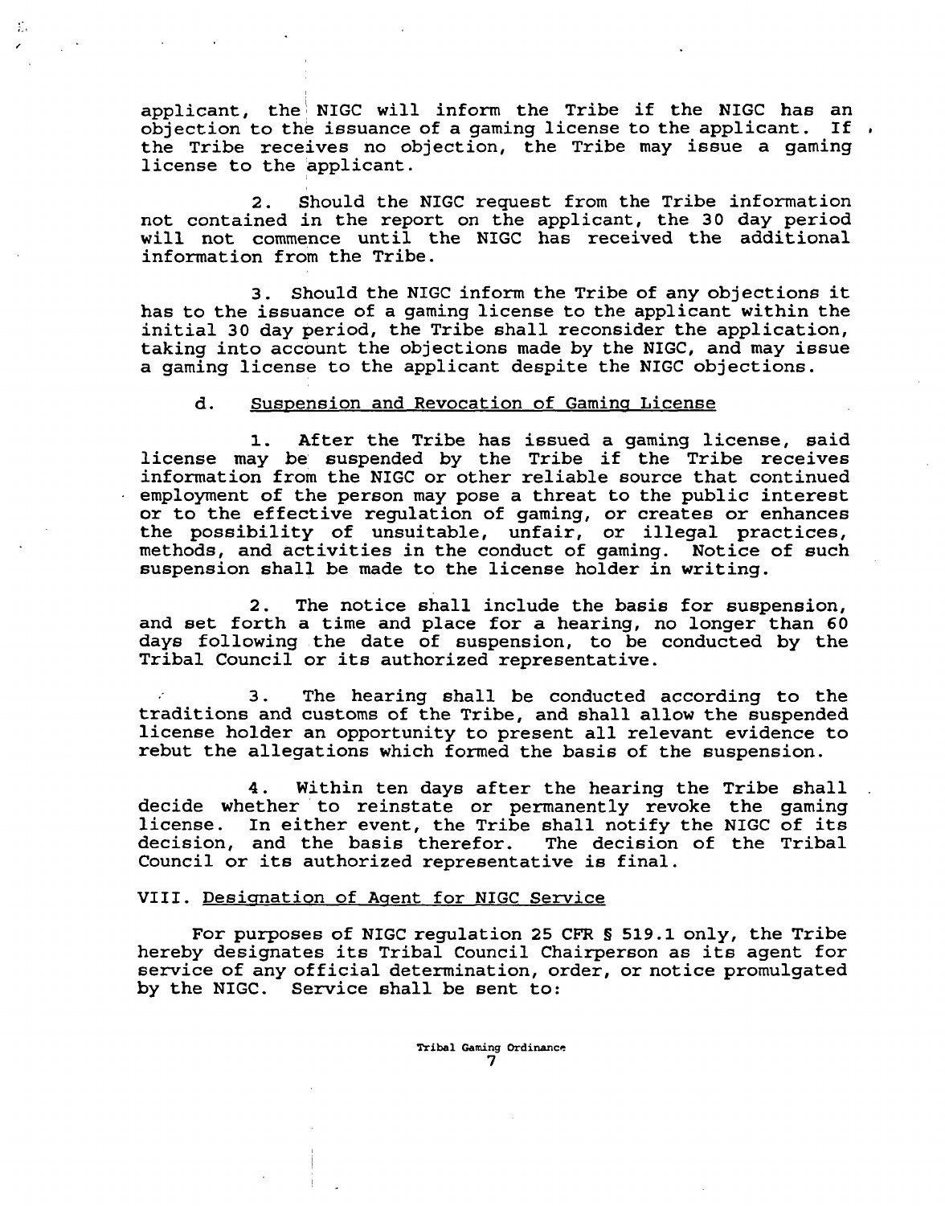applicant, the NIGC will inform the Tribe if the NIGC has an objection to the issuance of a gaming license to the applicant. If the Tribe receives no objection, the Tribe may issue a gaming license to the applicant.

2. Should the NIGC request from the Tribe information not contained in the report on the applicant, the 30 day period will not commence until the NIGC has received the additional information from the Tribe.

3. Should the NIGC inform the Tribe of any objections it has to the issuance of a gaming license to the applicant within the initial 30 day period, the Tribe shall reconsider the application, taking into account the objections made by the NIGC, and may issue a gaming license to the applicant despite the NIGC objections.

d. Suspension and Revocation of Gaming License

1. After the Tribe has issued a gaming license, said license may be suspended by the Tribe if the Tribe receives information from the NIGC or other reliable source that continued employment of the person may pose a threat to the public interest or to the effective regulation of gaming, or creates or enhances the possibility of unsuitable, unfair, or illegal practices, methods, and activities in the conduct of gaming. Notice of such suspension shall be made to the license holder in writing.

2. The notice shall include the basis for suspension, and set forth a time and place for a hearing, no longer than 60 days following the date of suspension, to be conducted by the Tribal Council or its authorized representative.

3. The hearing shall be conducted according to the traditions and customs of the Tribe, and shall allow the suspended license holder an opportunity to present all relevant evidence to rebut the allegations which formed the basis of the suspension.

4. Within ten days after the hearing the Tribe shall decide whether to reinstate or permanently revoke the gaming license. In either event, the Tribe shall notify the NIGC of its decision, and the basis therefor. The decision of the Tribal Council or its authorized representative is final.

VIII. Designation of Agent for NIGC Service

For purposes of NIGC regulation 25 CFR § 519.1 only, the Tribe hereby designates its Tribal Council Chairperson as its agent for service of any official determination, order, or notice promulgated by the NIGC. Service shall be sent to: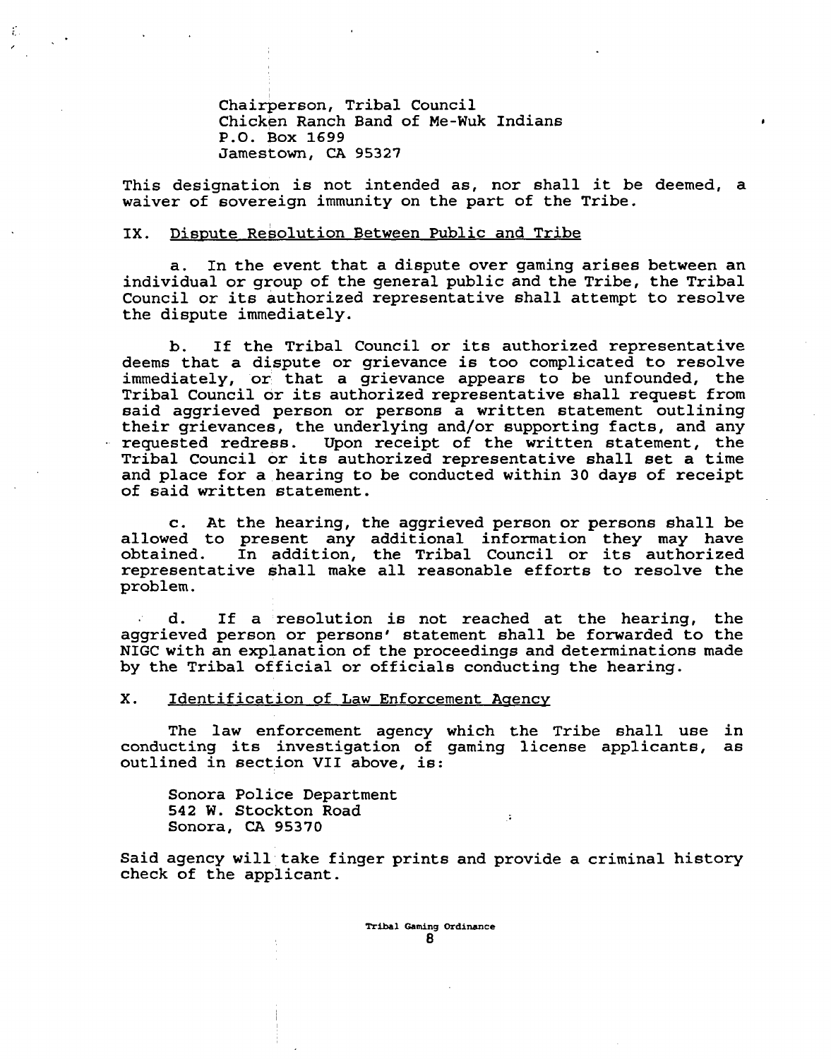Chairperson, Tribal Council
Chicken Ranch Band of Me-Wuk Indians
P.O. Box 1699
Jamestown, CA 95327

This designation is not intended as, nor shall it be deemed, a waiver of sovereign immunity on the part of the Tribe.

IX. Dispute Resolution Between Public and Tribe

a. In the event that a dispute over gaming arises between an individual or group of the general public and the Tribe, the Tribal Council or its authorized representative shall attempt to resolve the dispute immediately.

b. If the Tribal Council or its authorized representative deems that a dispute or grievance is too complicated to resolve immediately, or that a grievance appears to be unfounded, the Tribal Council or its authorized representative shall request from said aggrieved person or persons a written statement outlining their grievances, the underlying and/or supporting facts, and any requested redress. Upon receipt of the written statement, the Tribal Council or its authorized representative shall set a time and place for a hearing to be conducted within 30 days of receipt of said written statement.

c. At the hearing, the aggrieved person or persons shall be allowed to present any additional information they may have obtained. In addition, the Tribal Council or its authorized representative shall make all reasonable efforts to resolve the problem.

d. If a resolution is not reached at the hearing, the aggrieved person or persons' statement shall be forwarded to the NIGC with an explanation of the proceedings and determinations made by the Tribal official or officials conducting the hearing.

X. Identification of Law Enforcement Agency

The law enforcement agency which the Tribe shall use in conducting its investigation of gaming license applicants, as outlined in section VII above, is:

Sonora Police Department
542 W. Stockton Road
Sonora, CA 95370

Said agency will take finger prints and provide a criminal history check of the applicant.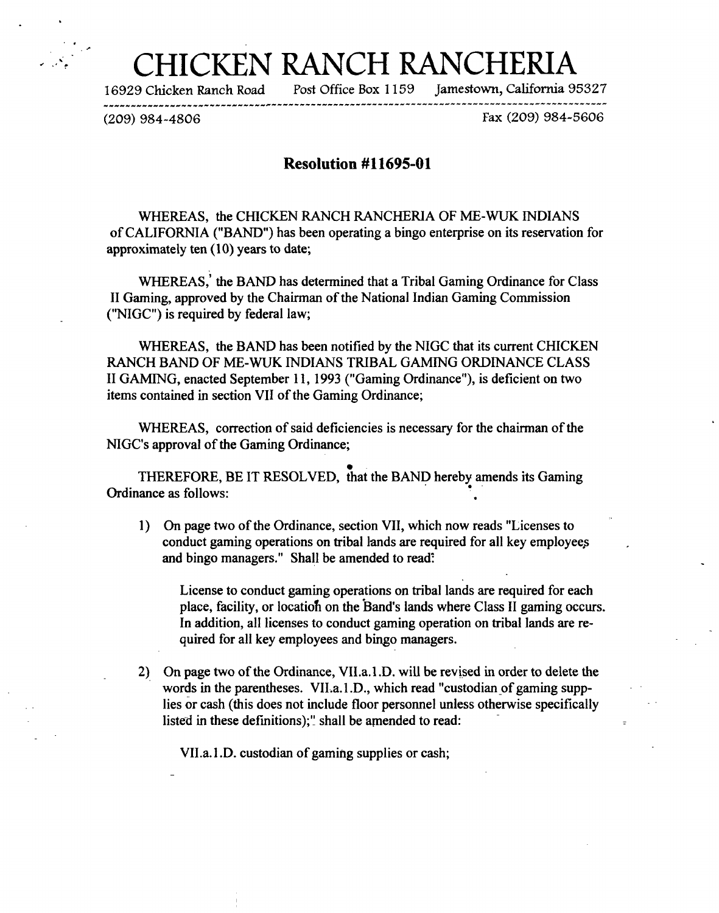# CHICKEN RANCH RANCHERIA

16929 Chicken Ranch Road    Post Office Box 1159    Jamestown, California 95327

(209) 984-4806    Fax (209) 984-5606

## Resolution #11695-01

WHEREAS, the CHICKEN RANCH RANCHERIA OF ME-WUK INDIANS of CALIFORNIA ("BAND") has been operating a bingo enterprise on its reservation for approximately ten (10) years to date;

WHEREAS, the BAND has determined that a Tribal Gaming Ordinance for Class II Gaming, approved by the Chairman of the National Indian Gaming Commission ("NIGC") is required by federal law;

WHEREAS, the BAND has been notified by the NIGC that its current CHICKEN RANCH BAND OF ME-WUK INDIANS TRIBAL GAMING ORDINANCE CLASS II GAMING, enacted September 11, 1993 ("Gaming Ordinance"), is deficient on two items contained in section VII of the Gaming Ordinance;

WHEREAS, correction of said deficiencies is necessary for the chairman of the NIGC's approval of the Gaming Ordinance;

THEREFORE, BE IT RESOLVED, that the BAND hereby amends its Gaming Ordinance as follows:

1) On page two of the Ordinance, section VII, which now reads "Licenses to conduct gaming operations on tribal lands are required for all key employees and bingo managers." Shall be amended to read:

   License to conduct gaming operations on tribal lands are required for each place, facility, or location on the Band's lands where Class II gaming occurs. In addition, all licenses to conduct gaming operation on tribal lands are required for all key employees and bingo managers.

2) On page two of the Ordinance, VII.a.1.D. will be revised in order to delete the words in the parentheses. VII.a.1.D., which read "custodian of gaming supplies or cash (this does not include floor personnel unless otherwise specifically listed in these definitions);" shall be amended to read:

   VII.a.1.D. custodian of gaming supplies or cash;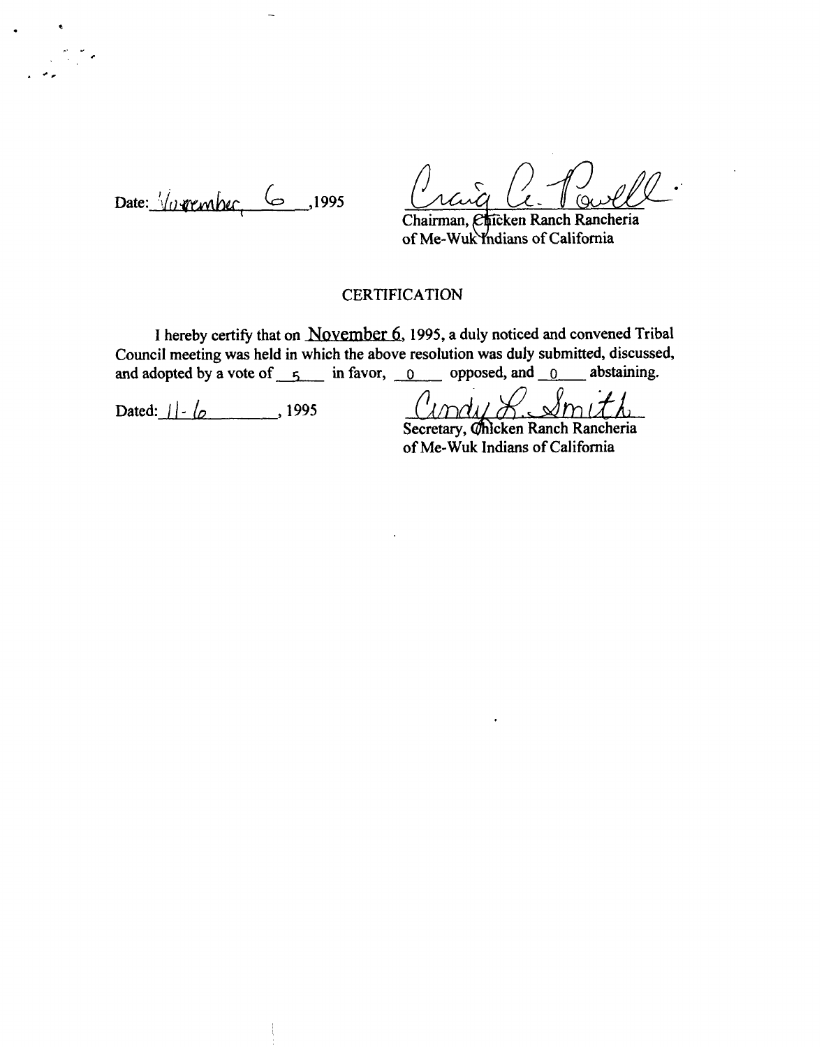Date: November 6, 1995

Craig A. Powell

Chairman, Chicken Ranch Rancheria
of Me-Wuk Indians of California

## CERTIFICATION

I hereby certify that on November 6, 1995, a duly noticed and convened Tribal Council meeting was held in which the above resolution was duly submitted, discussed, and adopted by a vote of 5 in favor, 0 opposed, and 0 abstaining.

Dated: 11-6, 1995

Cindy L. Smith

Secretary, Chicken Ranch Rancheria
of Me-Wuk Indians of California